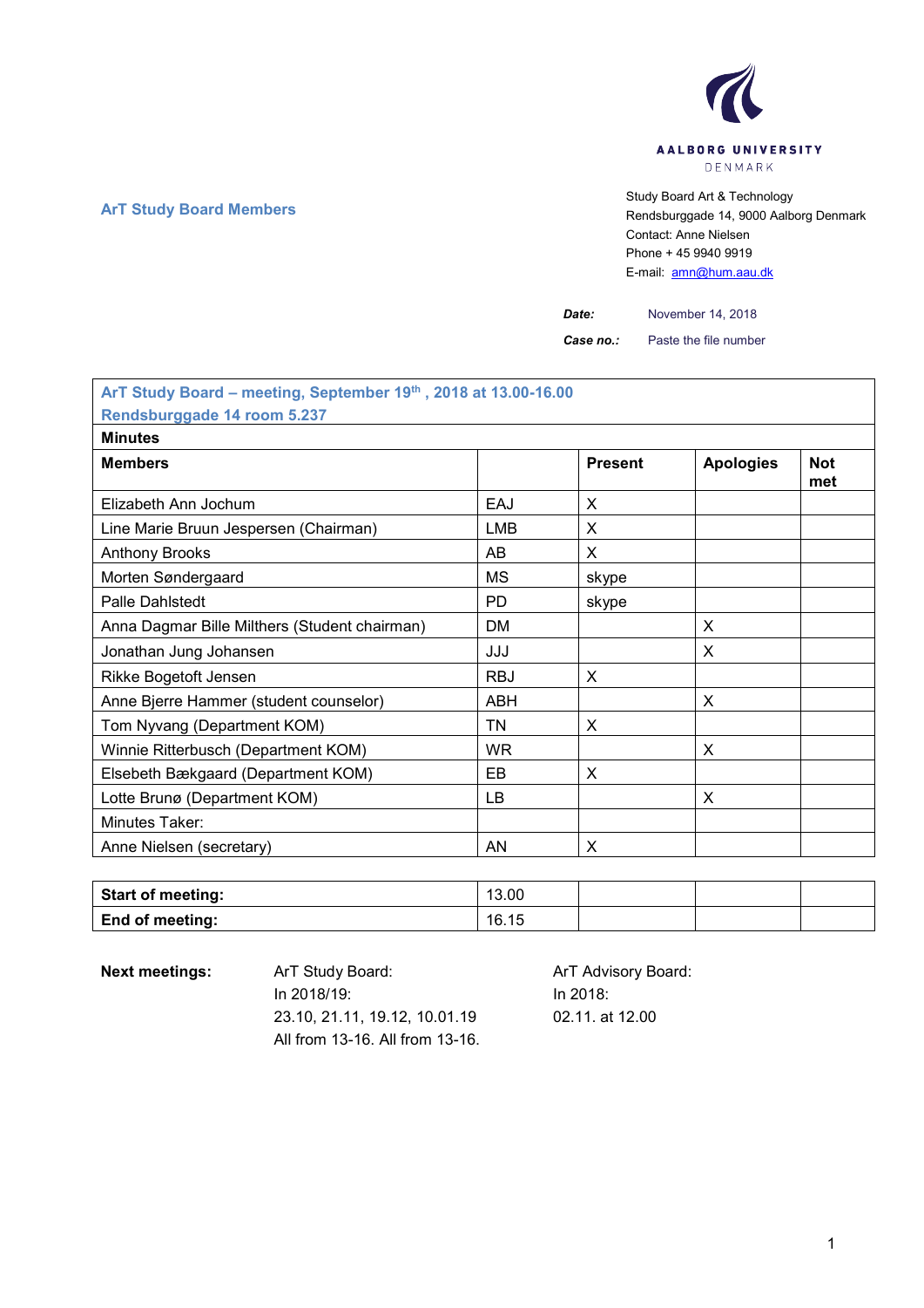AALBORG UNIVERSITY
DENMARK

**ArT Study Board Members**

Study Board Art & Technology
Rendsburggade 14, 9000 Aalborg Denmark
Contact: Anne Nielsen
Phone + 45 9940 9919
E-mail: amn@hum.aau.dk

***Date:*** November 14, 2018

***Case no.:*** Paste the file number

| **ArT Study Board – meeting, September 19th , 2018 at 13.00-16.00 Rendsburggade 14 room 5.237** | | | | |
|---|---|---|---|---|
| **Minutes** | | | | |
| **Members** | | **Present** | **Apologies** | **Not met** |
| Elizabeth Ann Jochum | EAJ | X | | |
| Line Marie Bruun Jespersen (Chairman) | LMB | X | | |
| Anthony Brooks | AB | X | | |
| Morten Søndergaard | MS | skype | | |
| Palle Dahlstedt | PD | skype | | |
| Anna Dagmar Bille Milthers (Student chairman) | DM | | X | |
| Jonathan Jung Johansen | JJJ | | X | |
| Rikke Bogetoft Jensen | RBJ | X | | |
| Anne Bjerre Hammer (student counselor) | ABH | | X | |
| Tom Nyvang (Department KOM) | TN | X | | |
| Winnie Ritterbusch (Department KOM) | WR | | X | |
| Elsebeth Bækgaard (Department KOM) | EB | X | | |
| Lotte Brunø (Department KOM) | LB | | X | |
| Minutes Taker: | | | | |
| Anne Nielsen (secretary) | AN | X | | |

| **Start of meeting:** | 13.00 | | | |
|---|---|---|---|---|
| **End of meeting:** | 16.15 | | | |

**Next meetings:**

ArT Study Board:
In 2018/19:
23.10, 21.11, 19.12, 10.01.19
All from 13-16. All from 13-16.

ArT Advisory Board:
In 2018:
02.11. at 12.00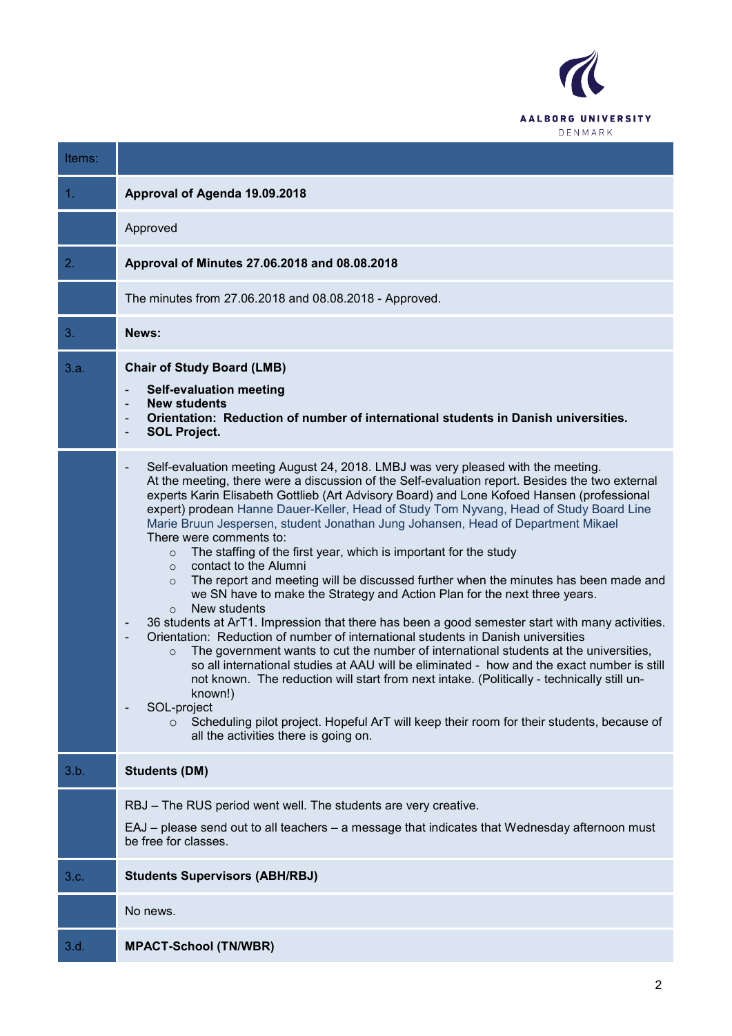| Items: | |
|---|---|
| 1. | **Approval of Agenda 19.09.2018** |
| | Approved |
| 2. | **Approval of Minutes 27.06.2018 and 08.08.2018** |
| | The minutes from 27.06.2018 and 08.08.2018 - Approved. |
| 3. | **News:** |
| 3.a. | **Chair of Study Board (LMB)**<br>- **Self-evaluation meeting**<br>- **New students**<br>- **Orientation: Reduction of number of international students in Danish universities.**<br>- **SOL Project.** |
| | - Self-evaluation meeting August 24, 2018. LMBJ was very pleased with the meeting. At the meeting, there were a discussion of the Self-evaluation report. Besides the two external experts Karin Elisabeth Gottlieb (Art Advisory Board) and Lone Kofoed Hansen (professional expert) prodean Hanne Dauer-Keller, Head of Study Tom Nyvang, Head of Study Board Line Marie Bruun Jespersen, student Jonathan Jung Johansen, Head of Department Mikael There were comments to:<br>  ○ The staffing of the first year, which is important for the study<br>  ○ contact to the Alumni<br>  ○ The report and meeting will be discussed further when the minutes has been made and we SN have to make the Strategy and Action Plan for the next three years.<br>  ○ New students<br>- 36 students at ArT1. Impression that there has been a good semester start with many activities.<br>- Orientation: Reduction of number of international students in Danish universities<br>  ○ The government wants to cut the number of international students at the universities, so all international studies at AAU will be eliminated - how and the exact number is still not known. The reduction will start from next intake. (Politically - technically still un-known!)<br>- SOL-project<br>  ○ Scheduling pilot project. Hopeful ArT will keep their room for their students, because of all the activities there is going on. |
| 3.b. | **Students (DM)** |
| | RBJ – The RUS period went well. The students are very creative.<br>EAJ – please send out to all teachers – a message that indicates that Wednesday afternoon must be free for classes. |
| 3.c. | **Students Supervisors (ABH/RBJ)** |
| | No news. |
| 3.d. | **MPACT-School (TN/WBR)** |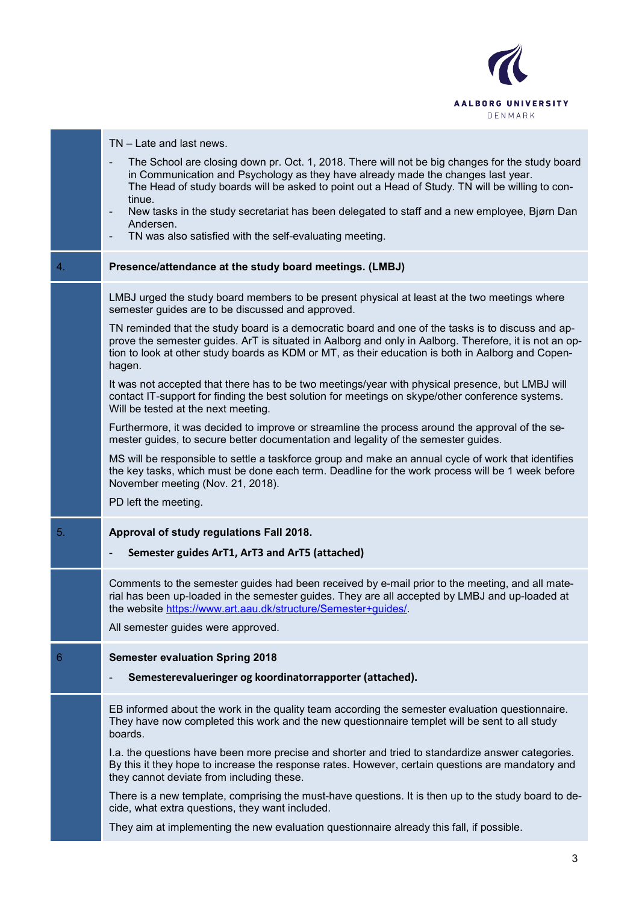TN – Late and last news.

- The School are closing down pr. Oct. 1, 2018. There will not be big changes for the study board in Communication and Psychology as they have already made the changes last year. The Head of study boards will be asked to point out a Head of Study. TN will be willing to continue.
- New tasks in the study secretariat has been delegated to staff and a new employee, Bjørn Dan Andersen.
- TN was also satisfied with the self-evaluating meeting.

## 4. Presence/attendance at the study board meetings. (LMBJ)

LMBJ urged the study board members to be present physical at least at the two meetings where semester guides are to be discussed and approved.

TN reminded that the study board is a democratic board and one of the tasks is to discuss and approve the semester guides. ArT is situated in Aalborg and only in Aalborg. Therefore, it is not an option to look at other study boards as KDM or MT, as their education is both in Aalborg and Copenhagen.

It was not accepted that there has to be two meetings/year with physical presence, but LMBJ will contact IT-support for finding the best solution for meetings on skype/other conference systems. Will be tested at the next meeting.

Furthermore, it was decided to improve or streamline the process around the approval of the semester guides, to secure better documentation and legality of the semester guides.

MS will be responsible to settle a taskforce group and make an annual cycle of work that identifies the key tasks, which must be done each term. Deadline for the work process will be 1 week before November meeting (Nov. 21, 2018).

PD left the meeting.

## 5. Approval of study regulations Fall 2018.

- **Semester guides ArT1, ArT3 and ArT5 (attached)**

Comments to the semester guides had been received by e-mail prior to the meeting, and all material has been up-loaded in the semester guides. They are all accepted by LMBJ and up-loaded at the website https://www.art.aau.dk/structure/Semester+guides/.

All semester guides were approved.

## 6 Semester evaluation Spring 2018

- **Semesterevalueringer og koordinatorrapporter (attached).**

EB informed about the work in the quality team according the semester evaluation questionnaire. They have now completed this work and the new questionnaire templet will be sent to all study boards.

I.a. the questions have been more precise and shorter and tried to standardize answer categories. By this it they hope to increase the response rates. However, certain questions are mandatory and they cannot deviate from including these.

There is a new template, comprising the must-have questions. It is then up to the study board to decide, what extra questions, they want included.

They aim at implementing the new evaluation questionnaire already this fall, if possible.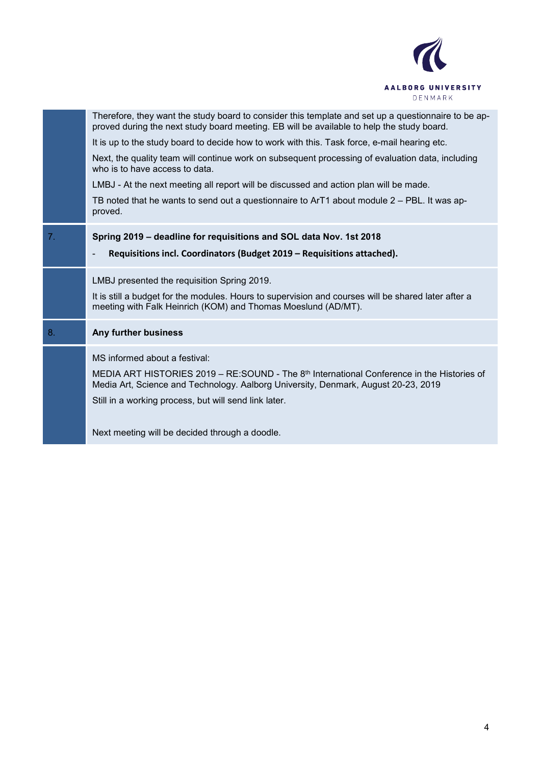| | |
|---|---|
| | Therefore, they want the study board to consider this template and set up a questionnaire to be approved during the next study board meeting. EB will be available to help the study board.<br>It is up to the study board to decide how to work with this. Task force, e-mail hearing etc.<br>Next, the quality team will continue work on subsequent processing of evaluation data, including who is to have access to data.<br>LMBJ - At the next meeting all report will be discussed and action plan will be made.<br>TB noted that he wants to send out a questionnaire to ArT1 about module 2 – PBL. It was approved. |
| 7. | **Spring 2019 – deadline for requisitions and SOL data Nov. 1st 2018**<br>- **Requisitions incl. Coordinators (Budget 2019 – Requisitions attached).** |
| | LMBJ presented the requisition Spring 2019.<br>It is still a budget for the modules. Hours to supervision and courses will be shared later after a meeting with Falk Heinrich (KOM) and Thomas Moeslund (AD/MT). |
| 8. | **Any further business** |
| | MS informed about a festival:<br>MEDIA ART HISTORIES 2019 – RE:SOUND - The 8th International Conference in the Histories of Media Art, Science and Technology. Aalborg University, Denmark, August 20-23, 2019<br>Still in a working process, but will send link later.<br><br>Next meeting will be decided through a doodle. |